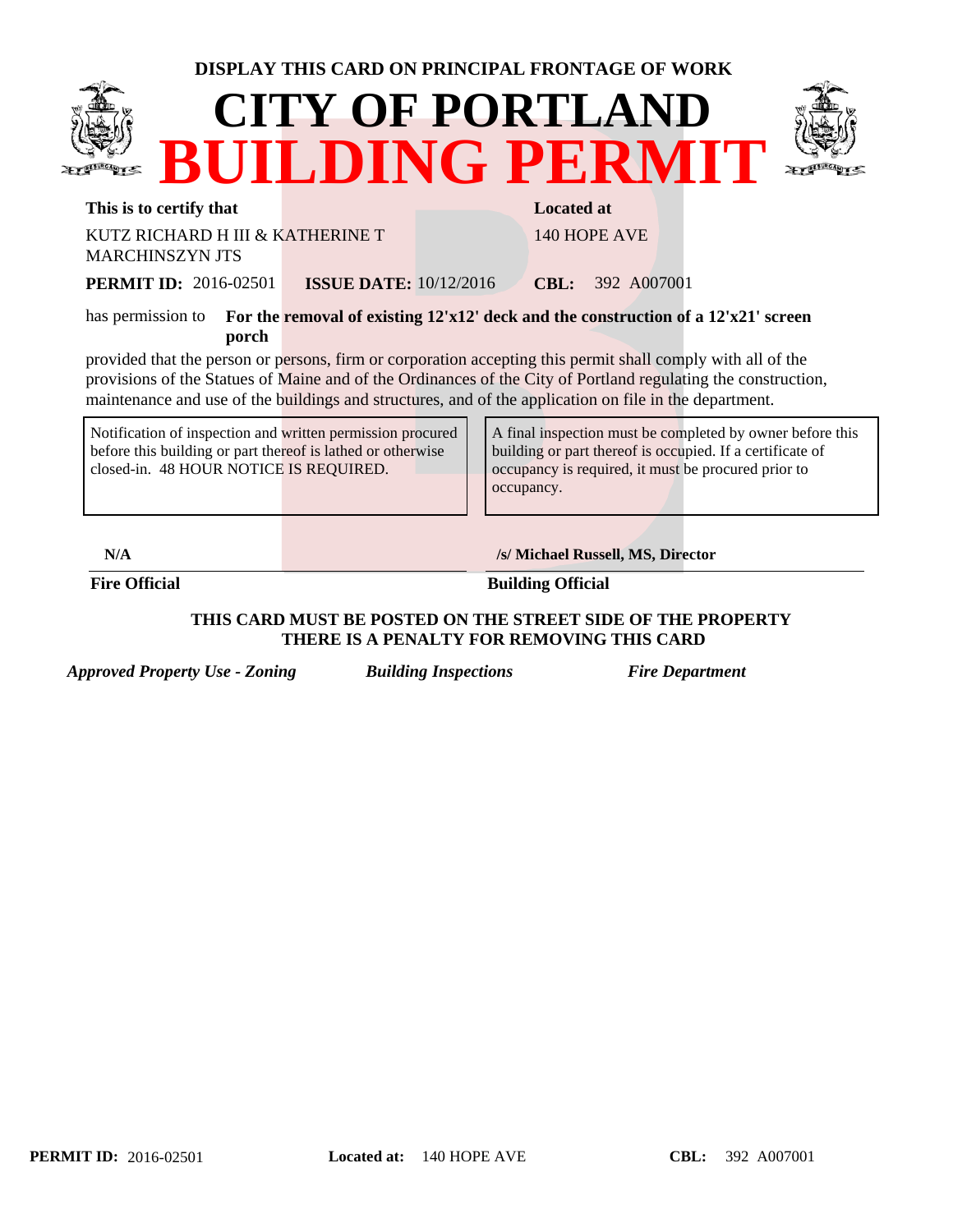**DISPLAY THIS CARD ON PRINCIPAL FRONTAGE OF WORK**

# CITY OF PORTLAND

# BUILDING PERMIT

**This is to certify that**

KUTZ RICHARD H III & KATHERINE T MARCHINSZYN JTS

**Located at**

140 HOPE AVE

**PERMIT ID:** 2016-02501 **ISSUE DATE:** 10/12/2016 **CBL:** 392 A007001

has permission to **For the removal of existing 12'x12' deck and the construction of a 12'x21' screen porch**

provided that the person or persons, firm or corporation accepting this permit shall comply with all of the provisions of the Statues of Maine and of the Ordinances of the City of Portland regulating the construction, maintenance and use of the buildings and structures, and of the application on file in the department.

| Notification of inspection and written permission procured before this building or part thereof is lathed or otherwise closed-in. 48 HOUR NOTICE IS REQUIRED. | A final inspection must be completed by owner before this building or part thereof is occupied. If a certificate of occupancy is required, it must be procured prior to occupancy. |
|---|---|

**N/A**

**Fire Official**

**/s/ Michael Russell, MS, Director**

**Building Official**

**THIS CARD MUST BE POSTED ON THE STREET SIDE OF THE PROPERTY**
**THERE IS A PENALTY FOR REMOVING THIS CARD**

***Approved Property Use - Zoning*** ***Building Inspections*** ***Fire Department***

**PERMIT ID:** 2016-02501 **Located at:** 140 HOPE AVE **CBL:** 392 A007001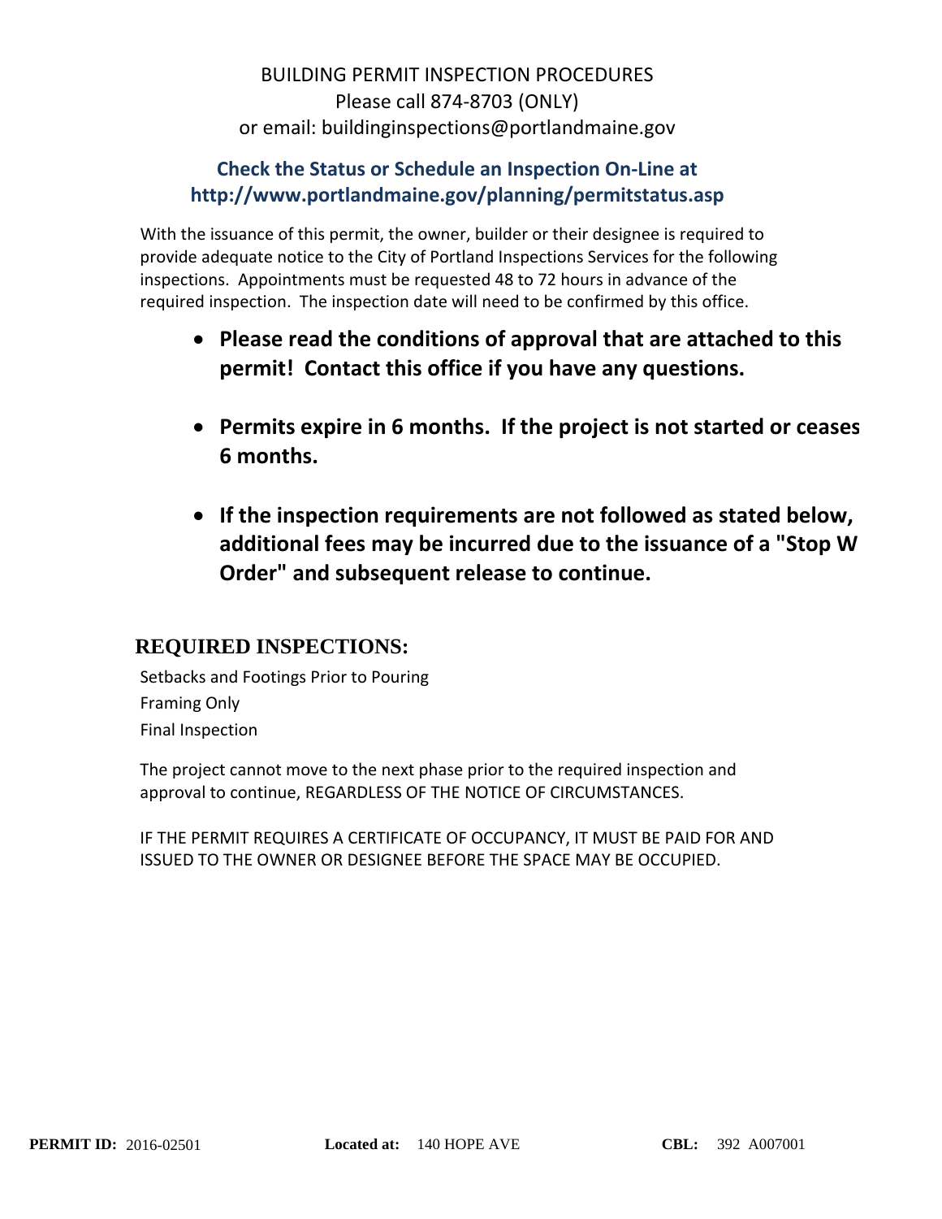BUILDING PERMIT INSPECTION PROCEDURES
Please call 874-8703 (ONLY)
or email: buildinginspections@portlandmaine.gov

**Check the Status or Schedule an Inspection On-Line at**
**http://www.portlandmaine.gov/planning/permitstatus.asp**

With the issuance of this permit, the owner, builder or their designee is required to provide adequate notice to the City of Portland Inspections Services for the following inspections. Appointments must be requested 48 to 72 hours in advance of the required inspection. The inspection date will need to be confirmed by this office.

- **Please read the conditions of approval that are attached to this permit! Contact this office if you have any questions.**
- **Permits expire in 6 months. If the project is not started or ceases 6 months.**
- **If the inspection requirements are not followed as stated below, additional fees may be incurred due to the issuance of a "Stop W Order" and subsequent release to continue.**

## REQUIRED INSPECTIONS:

Setbacks and Footings Prior to Pouring
Framing Only
Final Inspection

The project cannot move to the next phase prior to the required inspection and approval to continue, REGARDLESS OF THE NOTICE OF CIRCUMSTANCES.

IF THE PERMIT REQUIRES A CERTIFICATE OF OCCUPANCY, IT MUST BE PAID FOR AND ISSUED TO THE OWNER OR DESIGNEE BEFORE THE SPACE MAY BE OCCUPIED.

**PERMIT ID:** 2016-02501 **Located at:** 140 HOPE AVE **CBL:** 392 A007001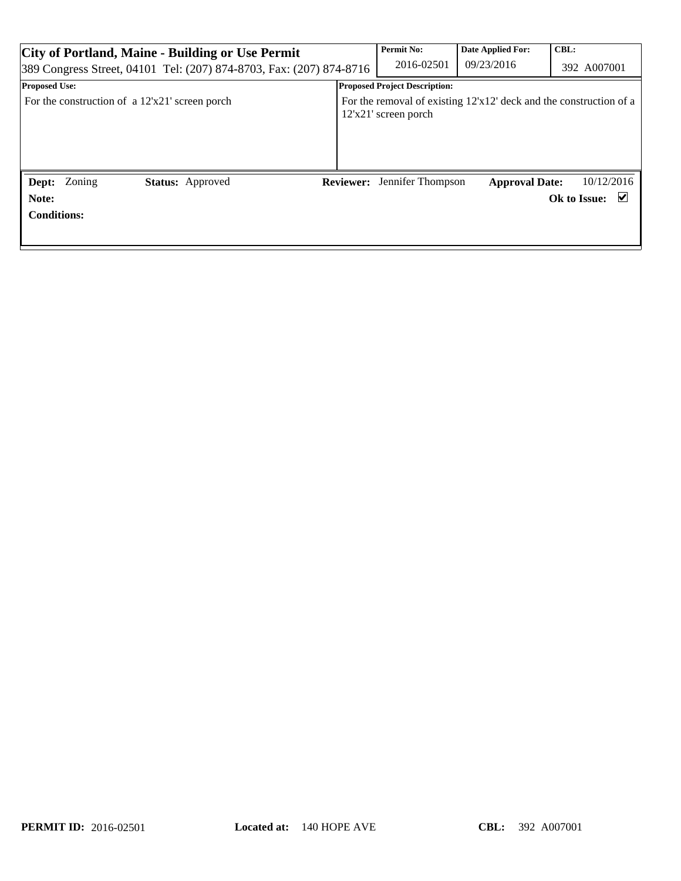**City of Portland, Maine - Building or Use Permit**
389 Congress Street, 04101 Tel: (207) 874-8703, Fax: (207) 874-8716

| Permit No: | Date Applied For: | CBL: |
|---|---|---|
| 2016-02501 | 09/23/2016 | 392 A007001 |

| Proposed Use: | Proposed Project Description: |
|---|---|
| For the construction of a 12'x21' screen porch | For the removal of existing 12'x12' deck and the construction of a 12'x21' screen porch |

**Dept:** Zoning **Status:** Approved **Reviewer:** Jennifer Thompson **Approval Date:** 10/12/2016

**Note:** **Ok to Issue:** ☑

**Conditions:**

**PERMIT ID:** 2016-02501 **Located at:** 140 HOPE AVE **CBL:** 392 A007001